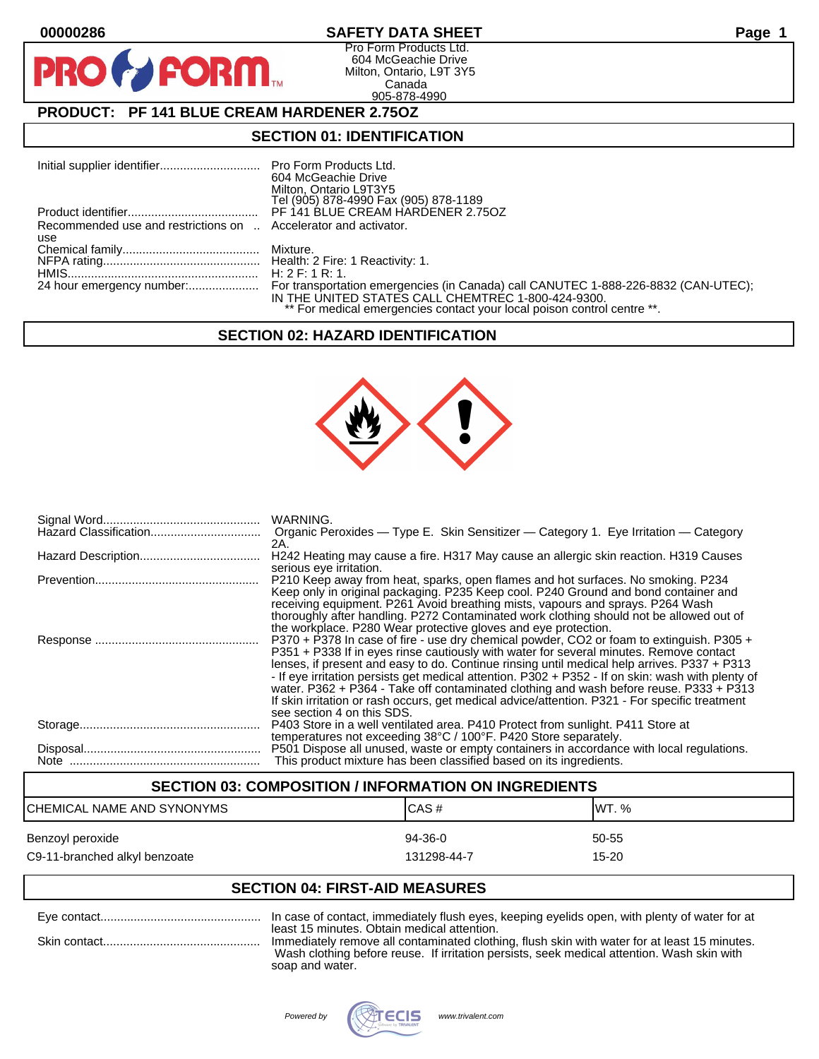# SAFETY DATA SHEET

Pro Form Products Ltd.
604 McGeachie Drive
Milton, Ontario, L9T 3Y5
Canada
905-878-4990

## PRODUCT: PF 141 BLUE CREAM HARDENER 2.75OZ

## SECTION 01: IDENTIFICATION

| | |
|---|---|
| Initial supplier identifier | Pro Form Products Ltd. 604 McGeachie Drive Milton, Ontario L9T3Y5 Tel (905) 878-4990 Fax (905) 878-1189 |
| Product identifier | PF 141 BLUE CREAM HARDENER 2.75OZ |
| Recommended use and restrictions on use | Accelerator and activator. |
| Chemical family | Mixture. |
| NFPA rating | Health: 2 Fire: 1 Reactivity: 1. |
| HMIS | H: 2 F: 1 R: 1. |
| 24 hour emergency number: | For transportation emergencies (in Canada) call CANUTEC 1-888-226-8832 (CAN-UTEC); IN THE UNITED STATES CALL CHEMTREC 1-800-424-9300. ** For medical emergencies contact your local poison control centre **. |

## SECTION 02: HAZARD IDENTIFICATION

| | |
|---|---|
| Signal Word | WARNING. |
| Hazard Classification | Organic Peroxides — Type E. Skin Sensitizer — Category 1. Eye Irritation — Category 2A. |
| Hazard Description | H242 Heating may cause a fire. H317 May cause an allergic skin reaction. H319 Causes serious eye irritation. |
| Prevention | P210 Keep away from heat, sparks, open flames and hot surfaces. No smoking. P234 Keep only in original packaging. P235 Keep cool. P240 Ground and bond container and receiving equipment. P261 Avoid breathing mists, vapours and sprays. P264 Wash thoroughly after handling. P272 Contaminated work clothing should not be allowed out of the workplace. P280 Wear protective gloves and eye protection. |
| Response | P370 + P378 In case of fire - use dry chemical powder, CO2 or foam to extinguish. P305 + P351 + P338 If in eyes rinse cautiously with water for several minutes. Remove contact lenses, if present and easy to do. Continue rinsing until medical help arrives. P337 + P313 - If eye irritation persists get medical attention. P302 + P352 - If on skin: wash with plenty of water. P362 + P364 - Take off contaminated clothing and wash before reuse. P333 + P313 If skin irritation or rash occurs, get medical advice/attention. P321 - For specific treatment see section 4 on this SDS. |
| Storage | P403 Store in a well ventilated area. P410 Protect from sunlight. P411 Store at temperatures not exceeding 38°C / 100°F. P420 Store separately. |
| Disposal | P501 Dispose all unused, waste or empty containers in accordance with local regulations. |
| Note | This product mixture has been classified based on its ingredients. |

## SECTION 03: COMPOSITION / INFORMATION ON INGREDIENTS

| CHEMICAL NAME AND SYNONYMS | CAS # | WT. % |
|---|---|---|
| Benzoyl peroxide | 94-36-0 | 50-55 |
| C9-11-branched alkyl benzoate | 131298-44-7 | 15-20 |

## SECTION 04: FIRST-AID MEASURES

| | |
|---|---|
| Eye contact | In case of contact, immediately flush eyes, keeping eyelids open, with plenty of water for at least 15 minutes. Obtain medical attention. |
| Skin contact | Immediately remove all contaminated clothing, flush skin with water for at least 15 minutes. Wash clothing before reuse. If irritation persists, seek medical attention. Wash skin with soap and water. |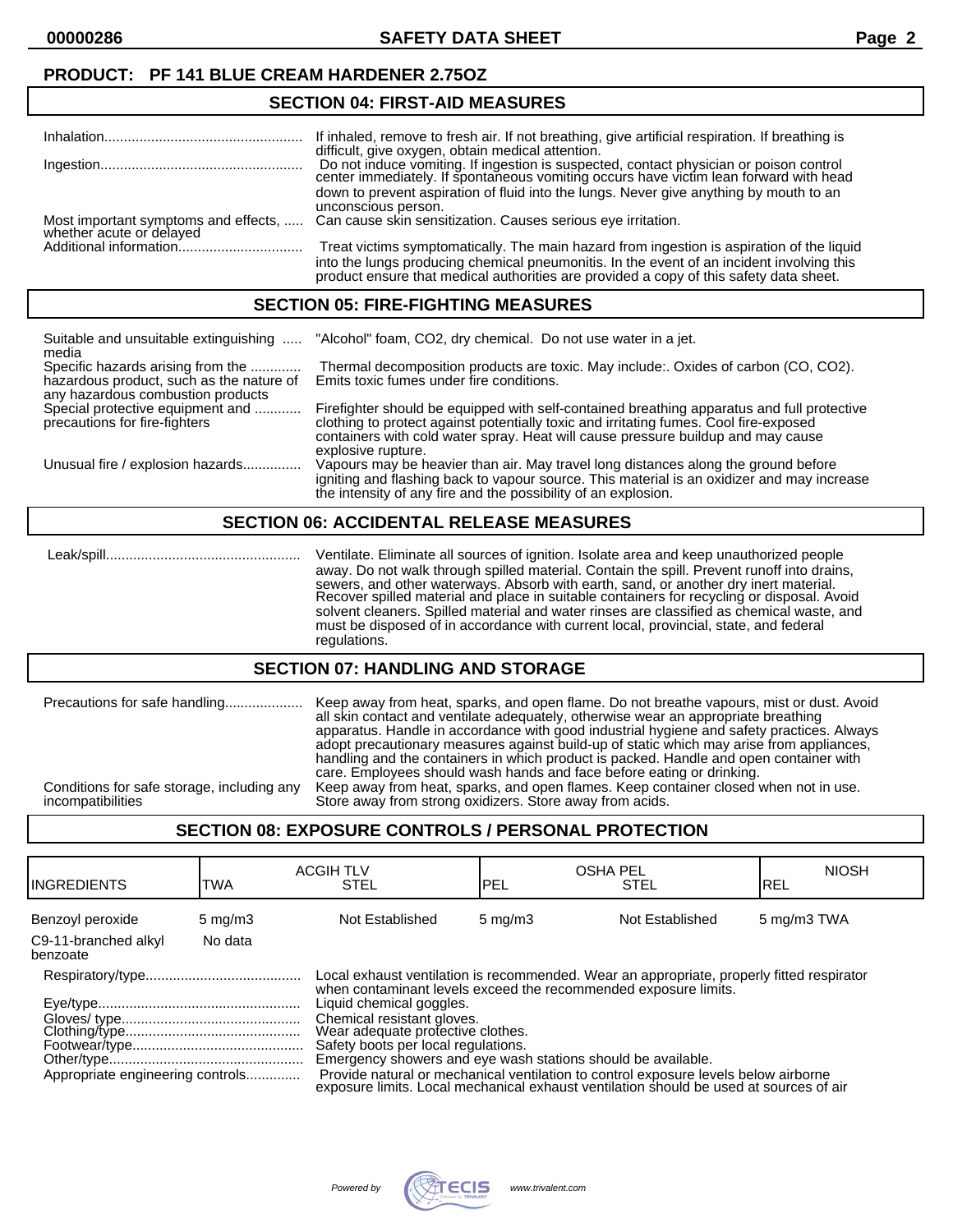**PRODUCT: PF 141 BLUE CREAM HARDENER 2.75OZ**

## SECTION 04: FIRST-AID MEASURES

Inhalation.................................................. If inhaled, remove to fresh air. If not breathing, give artificial respiration. If breathing is difficult, give oxygen, obtain medical attention.

Ingestion.................................................. Do not induce vomiting. If ingestion is suspected, contact physician or poison control center immediately. If spontaneous vomiting occurs have victim lean forward with head down to prevent aspiration of fluid into the lungs. Never give anything by mouth to an unconscious person.

Most important symptoms and effects, whether acute or delayed ..... Can cause skin sensitization. Causes serious eye irritation.

Additional information................................ Treat victims symptomatically. The main hazard from ingestion is aspiration of the liquid into the lungs producing chemical pneumonitis. In the event of an incident involving this product ensure that medical authorities are provided a copy of this safety data sheet.

## SECTION 05: FIRE-FIGHTING MEASURES

Suitable and unsuitable extinguishing media ..... "Alcohol" foam, $CO_2$, dry chemical. Do not use water in a jet.

Specific hazards arising from the hazardous product, such as the nature of any hazardous combustion products ............ Thermal decomposition products are toxic. May include:. Oxides of carbon ($CO$, $CO_2$). Emits toxic fumes under fire conditions.

Special protective equipment and precautions for fire-fighters ........... Firefighter should be equipped with self-contained breathing apparatus and full protective clothing to protect against potentially toxic and irritating fumes. Cool fire-exposed containers with cold water spray. Heat will cause pressure buildup and may cause explosive rupture.

Unusual fire / explosion hazards............... Vapours may be heavier than air. May travel long distances along the ground before igniting and flashing back to vapour source. This material is an oxidizer and may increase the intensity of any fire and the possibility of an explosion.

## SECTION 06: ACCIDENTAL RELEASE MEASURES

Leak/spill.................................................. Ventilate. Eliminate all sources of ignition. Isolate area and keep unauthorized people away. Do not walk through spilled material. Contain the spill. Prevent runoff into drains, sewers, and other waterways. Absorb with earth, sand, or another dry inert material. Recover spilled material and place in suitable containers for recycling or disposal. Avoid solvent cleaners. Spilled material and water rinses are classified as chemical waste, and must be disposed of in accordance with current local, provincial, state, and federal regulations.

## SECTION 07: HANDLING AND STORAGE

Precautions for safe handling.................... Keep away from heat, sparks, and open flame. Do not breathe vapours, mist or dust. Avoid all skin contact and ventilate adequately, otherwise wear an appropriate breathing apparatus. Handle in accordance with good industrial hygiene and safety practices. Always adopt precautionary measures against build-up of static which may arise from appliances, handling and the containers in which product is packed. Handle and open container with care. Employees should wash hands and face before eating or drinking.

Conditions for safe storage, including any incompatibilities Keep away from heat, sparks, and open flames. Keep container closed when not in use. Store away from strong oxidizers. Store away from acids.

## SECTION 08: EXPOSURE CONTROLS / PERSONAL PROTECTION

| INGREDIENTS | ACGIH TLV TWA | ACGIH TLV STEL | OSHA PEL PEL | OSHA PEL STEL | NIOSH REL |
|---|---|---|---|---|---|
| Benzoyl peroxide | 5 mg/m3 | Not Established | 5 mg/m3 | Not Established | 5 mg/m3 TWA |
| C9-11-branched alkyl benzoate | No data | | | | |

Respiratory/type........................................ Local exhaust ventilation is recommended. Wear an appropriate, properly fitted respirator when contaminant levels exceed the recommended exposure limits.

Eye/type.................................................... Liquid chemical goggles.

Gloves/ type.............................................. Chemical resistant gloves.

Clothing/type............................................. Wear adequate protective clothes.

Footwear/type............................................ Safety boots per local regulations.

Other/type.................................................. Emergency showers and eye wash stations should be available.

Appropriate engineering controls.............. Provide natural or mechanical ventilation to control exposure levels below airborne exposure limits. Local mechanical exhaust ventilation should be used at sources of air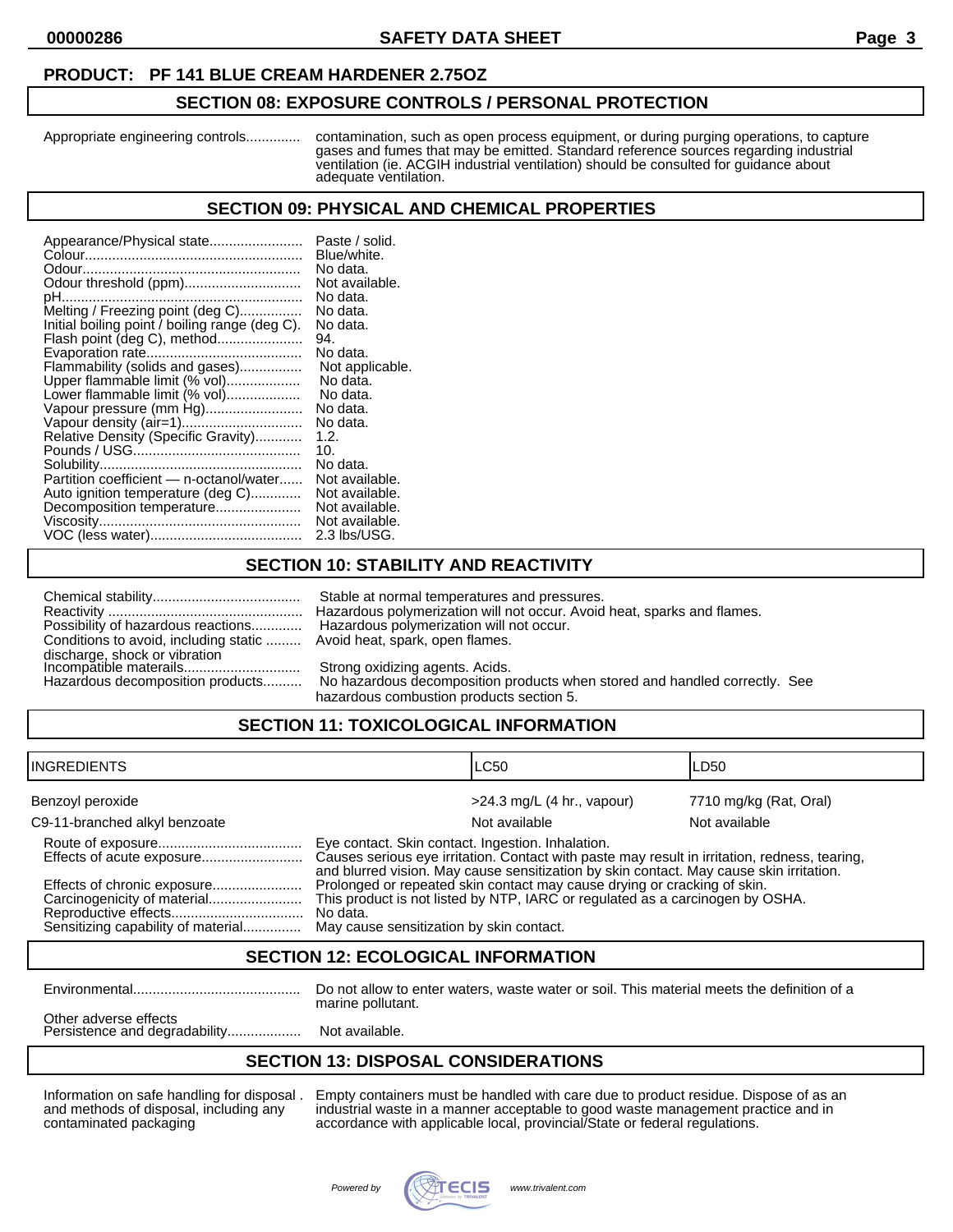**PRODUCT: PF 141 BLUE CREAM HARDENER 2.75OZ**

## SECTION 08: EXPOSURE CONTROLS / PERSONAL PROTECTION

Appropriate engineering controls............. contamination, such as open process equipment, or during purging operations, to capture gases and fumes that may be emitted. Standard reference sources regarding industrial ventilation (ie. ACGIH industrial ventilation) should be consulted for guidance about adequate ventilation.

## SECTION 09: PHYSICAL AND CHEMICAL PROPERTIES

Appearance/Physical state........................ Paste / solid.
Colour........................................................ Blue/white.
Odour........................................................ No data.
Odour threshold (ppm).............................. Not available.
pH.............................................................. No data.
Melting / Freezing point (deg C)................ No data.
Initial boiling point / boiling range (deg C). No data.
Flash point (deg C), method...................... 94.
Evaporation rate........................................ No data.
Flammability (solids and gases)................ Not applicable.
Upper flammable limit (% vol)................... No data.
Lower flammable limit (% vol)................... No data.
Vapour pressure (mm Hg)......................... No data.
Vapour density (air=1)............................... No data.
Relative Density (Specific Gravity)............ 1.2.
Pounds / USG........................................... 10.
Solubility.................................................... No data.
Partition coefficient — n-octanol/water...... Not available.
Auto ignition temperature (deg C)............. Not available.
Decomposition temperature...................... Not available.
Viscosity.................................................... Not available.
VOC (less water)....................................... 2.3 lbs/USG.

## SECTION 10: STABILITY AND REACTIVITY

Chemical stability...................................... Stable at normal temperatures and pressures.
Reactivity .................................................. Hazardous polymerization will not occur. Avoid heat, sparks and flames.
Possibility of hazardous reactions............. Hazardous polymerization will not occur.
Conditions to avoid, including static discharge, shock or vibration ......... Avoid heat, spark, open flames.
Incompatible materails............................. Strong oxidizing agents. Acids.
Hazardous decomposition products.......... No hazardous decomposition products when stored and handled correctly. See hazardous combustion products section 5.

## SECTION 11: TOXICOLOGICAL INFORMATION

| INGREDIENTS | LC50 | LD50 |
|---|---|---|
| Benzoyl peroxide | >24.3 mg/L (4 hr., vapour) | 7710 mg/kg (Rat, Oral) |
| C9-11-branched alkyl benzoate | Not available | Not available |

Route of exposure..................................... Eye contact. Skin contact. Ingestion. Inhalation.
Effects of acute exposure.......................... Causes serious eye irritation. Contact with paste may result in irritation, redness, tearing, and blurred vision. May cause sensitization by skin contact. May cause skin irritation.
Effects of chronic exposure....................... Prolonged or repeated skin contact may cause drying or cracking of skin.
Carcinogenicity of material........................ This product is not listed by NTP, IARC or regulated as a carcinogen by OSHA.
Reproductive effects.................................. No data.
Sensitizing capability of material............... May cause sensitization by skin contact.

## SECTION 12: ECOLOGICAL INFORMATION

Environmental........................................... Do not allow to enter waters, waste water or soil. This material meets the definition of a marine pollutant.
Other adverse effects
Persistence and degradability................... Not available.

## SECTION 13: DISPOSAL CONSIDERATIONS

Information on safe handling for disposal . and methods of disposal, including any contaminated packaging — Empty containers must be handled with care due to product residue. Dispose of as an industrial waste in a manner acceptable to good waste management practice and in accordance with applicable local, provincial/State or federal regulations.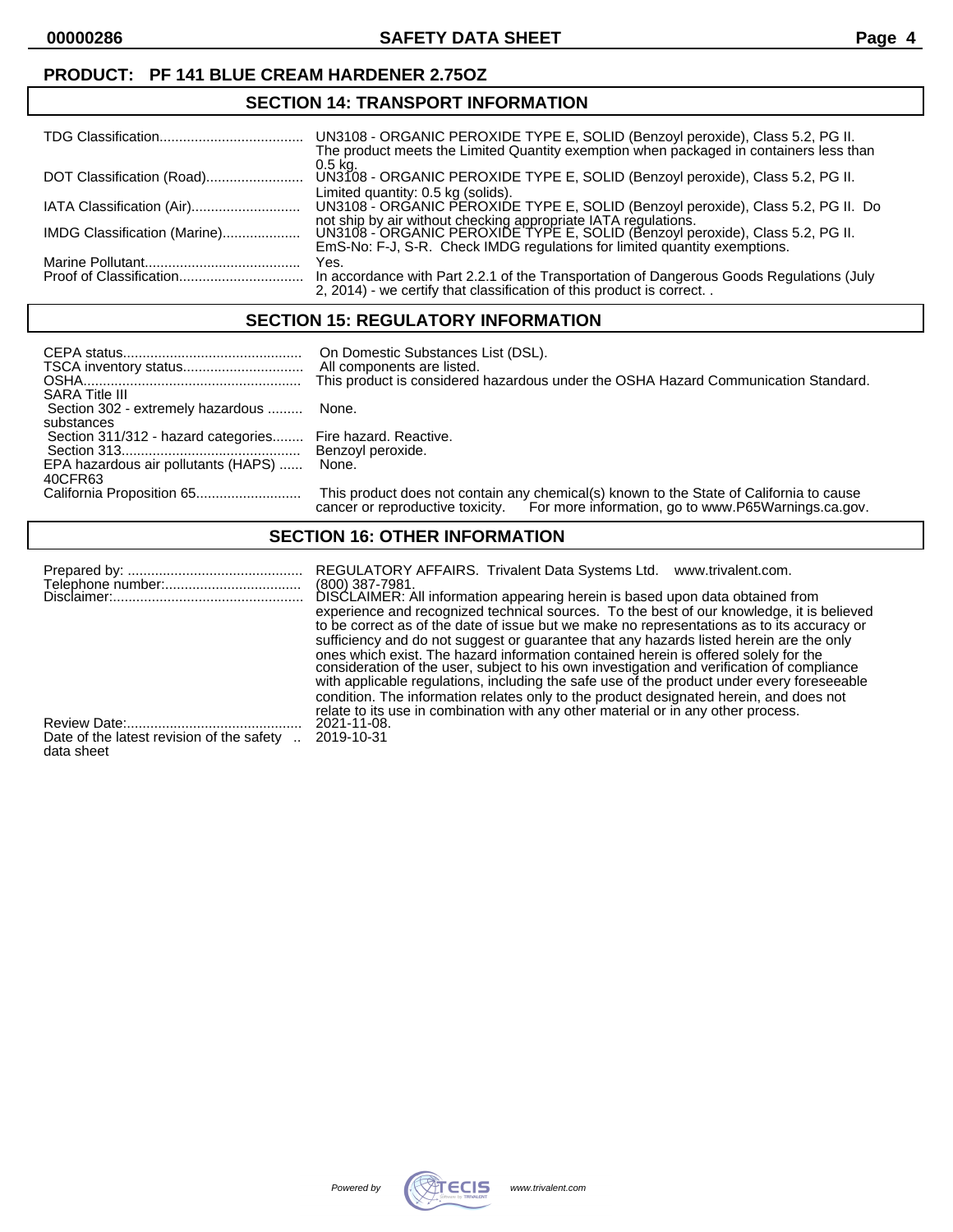**PRODUCT: PF 141 BLUE CREAM HARDENER 2.75OZ**

## SECTION 14: TRANSPORT INFORMATION

| | |
|---|---|
| TDG Classification.................................... | UN3108 - ORGANIC PEROXIDE TYPE E, SOLID (Benzoyl peroxide), Class 5.2, PG II. The product meets the Limited Quantity exemption when packaged in containers less than 0.5 kg. |
| DOT Classification (Road)......................... | UN3108 - ORGANIC PEROXIDE TYPE E, SOLID (Benzoyl peroxide), Class 5.2, PG II. Limited quantity: 0.5 kg (solids). |
| IATA Classification (Air)............................ | UN3108 - ORGANIC PEROXIDE TYPE E, SOLID (Benzoyl peroxide), Class 5.2, PG II. Do not ship by air without checking appropriate IATA regulations. |
| IMDG Classification (Marine).................... | UN3108 - ORGANIC PEROXIDE TYPE E, SOLID (Benzoyl peroxide), Class 5.2, PG II. EmS-No: F-J, S-R. Check IMDG regulations for limited quantity exemptions. |
| Marine Pollutant........................................ | Yes. |
| Proof of Classification................................ | In accordance with Part 2.2.1 of the Transportation of Dangerous Goods Regulations (July 2, 2014) - we certify that classification of this product is correct. . |

## SECTION 15: REGULATORY INFORMATION

| | |
|---|---|
| CEPA status.............................................. | On Domestic Substances List (DSL). |
| TSCA inventory status............................... | All components are listed. |
| OSHA........................................................ | This product is considered hazardous under the OSHA Hazard Communication Standard. |
| SARA Title III | |
| Section 302 - extremely hazardous ......... substances | None. |
| Section 311/312 - hazard categories........ | Fire hazard. Reactive. |
| Section 313.............................................. | Benzoyl peroxide. |
| EPA hazardous air pollutants (HAPS) ...... 40CFR63 | None. |
| California Proposition 65........................... | This product does not contain any chemical(s) known to the State of California to cause cancer or reproductive toxicity. For more information, go to www.P65Warnings.ca.gov. |

## SECTION 16: OTHER INFORMATION

| | |
|---|---|
| Prepared by: ............................................. | REGULATORY AFFAIRS. Trivalent Data Systems Ltd. www.trivalent.com. |
| Telephone number:................................... | (800) 387-7981. |
| Disclaimer:................................................. | DISCLAIMER: All information appearing herein is based upon data obtained from experience and recognized technical sources. To the best of our knowledge, it is believed to be correct as of the date of issue but we make no representations as to its accuracy or sufficiency and do not suggest or guarantee that any hazards listed herein are the only ones which exist. The hazard information contained herein is offered solely for the consideration of the user, subject to his own investigation and verification of compliance with applicable regulations, including the safe use of the product under every foreseeable condition. The information relates only to the product designated herein, and does not relate to its use in combination with any other material or in any other process. |
| Review Date:............................................. | 2021-11-08. |
| Date of the latest revision of the safety .. data sheet | 2019-10-31 |